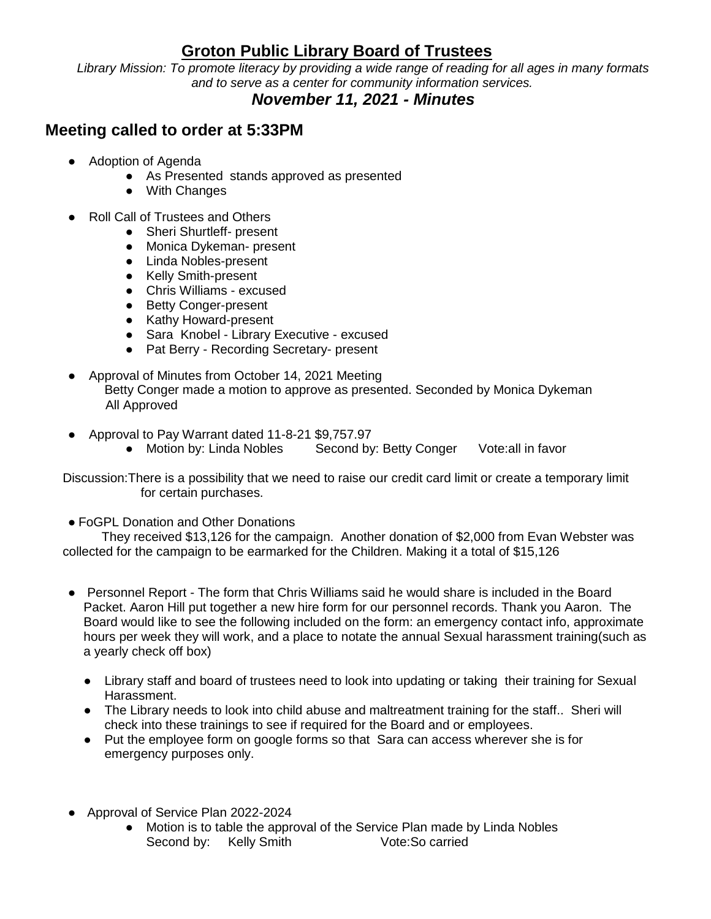# Groton Public Library Board of Trustees

*Library Mission: To promote literacy by providing a wide range of reading for all ages in many formats and to serve as a center for community information services.*

## *November 11, 2021 - Minutes*

## Meeting called to order at 5:33PM

- Adoption of Agenda
  - As Presented stands approved as presented
  - With Changes
- Roll Call of Trustees and Others
  - Sheri Shurtleff- present
  - Monica Dykeman- present
  - Linda Nobles-present
  - Kelly Smith-present
  - Chris Williams - excused
  - Betty Conger-present
  - Kathy Howard-present
  - Sara Knobel - Library Executive - excused
  - Pat Berry - Recording Secretary- present
- Approval of Minutes from October 14, 2021 Meeting
  Betty Conger made a motion to approve as presented. Seconded by Monica Dykeman
  All Approved
- Approval to Pay Warrant dated 11-8-21 $9,757.97
  - Motion by: Linda Nobles Second by: Betty Conger Vote:all in favor

Discussion:There is a possibility that we need to raise our credit card limit or create a temporary limit for certain purchases.

- FoGPL Donation and Other Donations
  They received $13,126 for the campaign. Another donation of $2,000 from Evan Webster was collected for the campaign to be earmarked for the Children. Making it a total of $15,126
- Personnel Report - The form that Chris Williams said he would share is included in the Board Packet. Aaron Hill put together a new hire form for our personnel records. Thank you Aaron. The Board would like to see the following included on the form: an emergency contact info, approximate hours per week they will work, and a place to notate the annual Sexual harassment training(such as a yearly check off box)
  - Library staff and board of trustees need to look into updating or taking their training for Sexual Harassment.
  - The Library needs to look into child abuse and maltreatment training for the staff.. Sheri will check into these trainings to see if required for the Board and or employees.
  - Put the employee form on google forms so that Sara can access wherever she is for emergency purposes only.
- Approval of Service Plan 2022-2024
  - Motion is to table the approval of the Service Plan made by Linda Nobles
    Second by: Kelly Smith Vote:So carried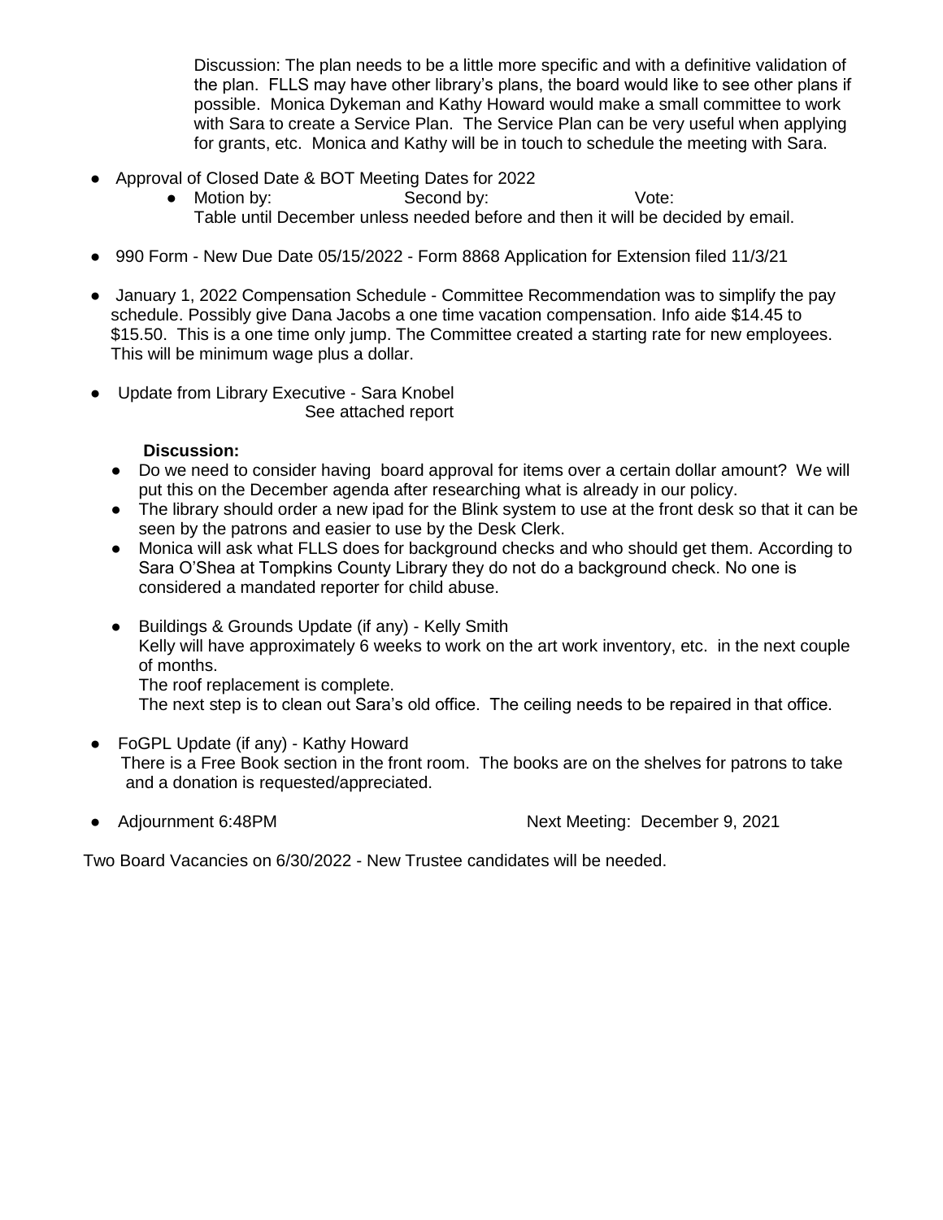Discussion: The plan needs to be a little more specific and with a definitive validation of the plan. FLLS may have other library's plans, the board would like to see other plans if possible. Monica Dykeman and Kathy Howard would make a small committee to work with Sara to create a Service Plan. The Service Plan can be very useful when applying for grants, etc. Monica and Kathy will be in touch to schedule the meeting with Sara.

- Approval of Closed Date & BOT Meeting Dates for 2022
  - Motion by: Second by: Vote:
    Table until December unless needed before and then it will be decided by email.

- 990 Form - New Due Date 05/15/2022 - Form 8868 Application for Extension filed 11/3/21

- January 1, 2022 Compensation Schedule - Committee Recommendation was to simplify the pay schedule. Possibly give Dana Jacobs a one time vacation compensation. Info aide $14.45 to $15.50. This is a one time only jump. The Committee created a starting rate for new employees. This will be minimum wage plus a dollar.

- Update from Library Executive - Sara Knobel
  See attached report

  **Discussion:**
  - Do we need to consider having board approval for items over a certain dollar amount? We will put this on the December agenda after researching what is already in our policy.
  - The library should order a new ipad for the Blink system to use at the front desk so that it can be seen by the patrons and easier to use by the Desk Clerk.
  - Monica will ask what FLLS does for background checks and who should get them. According to Sara O'Shea at Tompkins County Library they do not do a background check. No one is considered a mandated reporter for child abuse.

  - Buildings & Grounds Update (if any) - Kelly Smith
    Kelly will have approximately 6 weeks to work on the art work inventory, etc. in the next couple of months.
    The roof replacement is complete.
    The next step is to clean out Sara's old office. The ceiling needs to be repaired in that office.

- FoGPL Update (if any) - Kathy Howard
  There is a Free Book section in the front room. The books are on the shelves for patrons to take and a donation is requested/appreciated.

- Adjournment 6:48PM — Next Meeting: December 9, 2021

Two Board Vacancies on 6/30/2022 - New Trustee candidates will be needed.